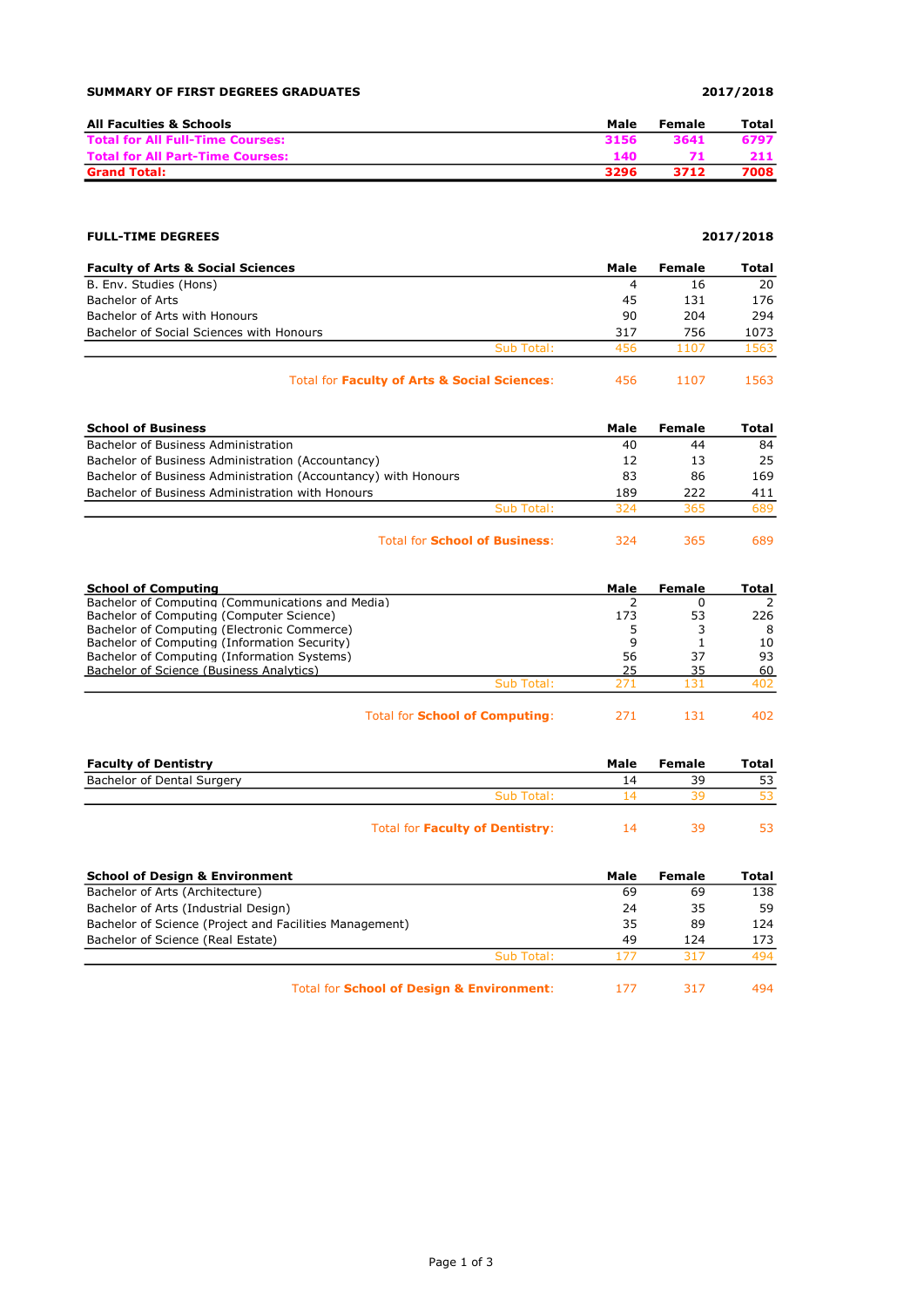## SUMMARY OF FIRST DEGREES GRADUATES

**2017/2018**

| All Faculties & Schools | Male | Female | Total |
|---|---|---|---|
| **Total for All Full-Time Courses:** | **3156** | **3641** | **6797** |
| **Total for All Part-Time Courses:** | **140** | **71** | **211** |
| **Grand Total:** | **3296** | **3712** | **7008** |

## FULL-TIME DEGREES

**2017/2018**

| Faculty of Arts & Social Sciences | Male | Female | Total |
|---|---|---|---|
| B. Env. Studies (Hons) | 4 | 16 | 20 |
| Bachelor of Arts | 45 | 131 | 176 |
| Bachelor of Arts with Honours | 90 | 204 | 294 |
| Bachelor of Social Sciences with Honours | 317 | 756 | 1073 |
| Sub Total: | 456 | 1107 | 1563 |
| Total for **Faculty of Arts & Social Sciences**: | 456 | 1107 | 1563 |

| School of Business | Male | Female | Total |
|---|---|---|---|
| Bachelor of Business Administration | 40 | 44 | 84 |
| Bachelor of Business Administration (Accountancy) | 12 | 13 | 25 |
| Bachelor of Business Administration (Accountancy) with Honours | 83 | 86 | 169 |
| Bachelor of Business Administration with Honours | 189 | 222 | 411 |
| Sub Total: | 324 | 365 | 689 |
| Total for **School of Business**: | 324 | 365 | 689 |

| School of Computing | Male | Female | Total |
|---|---|---|---|
| Bachelor of Computing (Communications and Media) | 2 | 0 | 2 |
| Bachelor of Computing (Computer Science) | 173 | 53 | 226 |
| Bachelor of Computing (Electronic Commerce) | 5 | 3 | 8 |
| Bachelor of Computing (Information Security) | 9 | 1 | 10 |
| Bachelor of Computing (Information Systems) | 56 | 37 | 93 |
| Bachelor of Science (Business Analytics) | 25 | 35 | 60 |
| Sub Total: | 271 | 131 | 402 |
| Total for **School of Computing**: | 271 | 131 | 402 |

| Faculty of Dentistry | Male | Female | Total |
|---|---|---|---|
| Bachelor of Dental Surgery | 14 | 39 | 53 |
| Sub Total: | 14 | 39 | 53 |
| Total for **Faculty of Dentistry**: | 14 | 39 | 53 |

| School of Design & Environment | Male | Female | Total |
|---|---|---|---|
| Bachelor of Arts (Architecture) | 69 | 69 | 138 |
| Bachelor of Arts (Industrial Design) | 24 | 35 | 59 |
| Bachelor of Science (Project and Facilities Management) | 35 | 89 | 124 |
| Bachelor of Science (Real Estate) | 49 | 124 | 173 |
| Sub Total: | 177 | 317 | 494 |
| Total for **School of Design & Environment**: | 177 | 317 | 494 |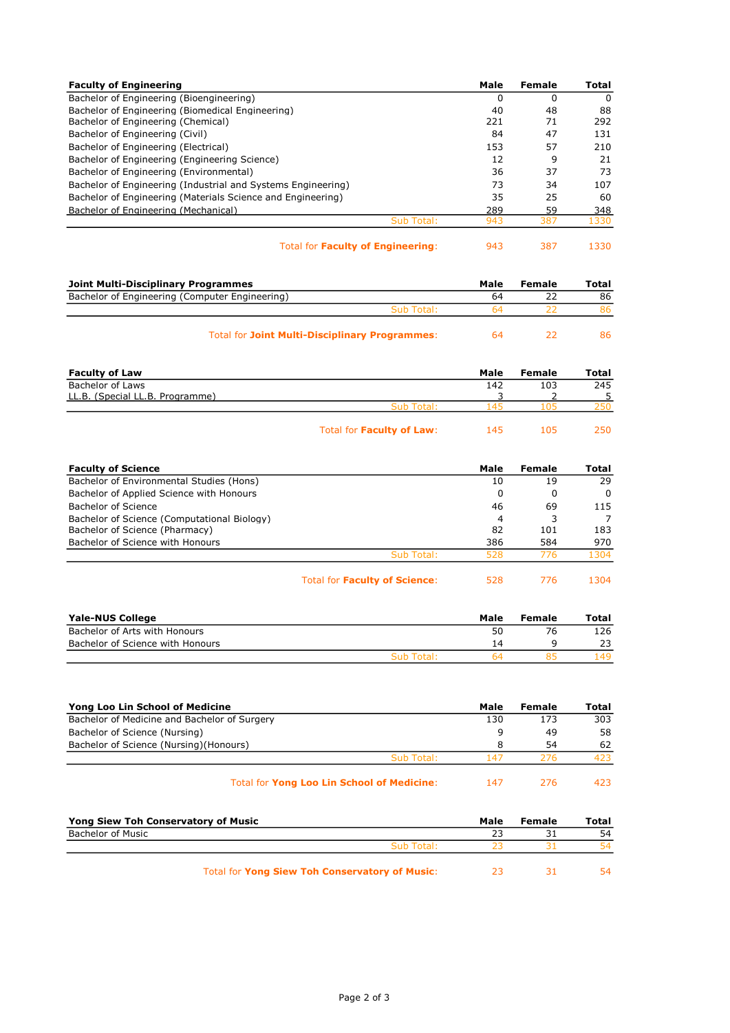| Faculty of Engineering | Male | Female | Total |
| --- | --- | --- | --- |
| Bachelor of Engineering (Bioengineering) | 0 | 0 | 0 |
| Bachelor of Engineering (Biomedical Engineering) | 40 | 48 | 88 |
| Bachelor of Engineering (Chemical) | 221 | 71 | 292 |
| Bachelor of Engineering (Civil) | 84 | 47 | 131 |
| Bachelor of Engineering (Electrical) | 153 | 57 | 210 |
| Bachelor of Engineering (Engineering Science) | 12 | 9 | 21 |
| Bachelor of Engineering (Environmental) | 36 | 37 | 73 |
| Bachelor of Engineering (Industrial and Systems Engineering) | 73 | 34 | 107 |
| Bachelor of Engineering (Materials Science and Engineering) | 35 | 25 | 60 |
| Bachelor of Engineering (Mechanical) | 289 | 59 | 348 |
| Sub Total: | 943 | 387 | 1330 |
| Total for **Faculty of Engineering**: | 943 | 387 | 1330 |

| Joint Multi-Disciplinary Programmes | Male | Female | Total |
| --- | --- | --- | --- |
| Bachelor of Engineering (Computer Engineering) | 64 | 22 | 86 |
| Sub Total: | 64 | 22 | 86 |
| Total for **Joint Multi-Disciplinary Programmes**: | 64 | 22 | 86 |

| Faculty of Law | Male | Female | Total |
| --- | --- | --- | --- |
| Bachelor of Laws | 142 | 103 | 245 |
| LL.B. (Special LL.B. Programme) | 3 | 2 | 5 |
| Sub Total: | 145 | 105 | 250 |
| Total for **Faculty of Law**: | 145 | 105 | 250 |

| Faculty of Science | Male | Female | Total |
| --- | --- | --- | --- |
| Bachelor of Environmental Studies (Hons) | 10 | 19 | 29 |
| Bachelor of Applied Science with Honours | 0 | 0 | 0 |
| Bachelor of Science | 46 | 69 | 115 |
| Bachelor of Science (Computational Biology) | 4 | 3 | 7 |
| Bachelor of Science (Pharmacy) | 82 | 101 | 183 |
| Bachelor of Science with Honours | 386 | 584 | 970 |
| Sub Total: | 528 | 776 | 1304 |
| Total for **Faculty of Science**: | 528 | 776 | 1304 |

| Yale-NUS College | Male | Female | Total |
| --- | --- | --- | --- |
| Bachelor of Arts with Honours | 50 | 76 | 126 |
| Bachelor of Science with Honours | 14 | 9 | 23 |
| Sub Total: | 64 | 85 | 149 |

| Yong Loo Lin School of Medicine | Male | Female | Total |
| --- | --- | --- | --- |
| Bachelor of Medicine and Bachelor of Surgery | 130 | 173 | 303 |
| Bachelor of Science (Nursing) | 9 | 49 | 58 |
| Bachelor of Science (Nursing)(Honours) | 8 | 54 | 62 |
| Sub Total: | 147 | 276 | 423 |
| Total for **Yong Loo Lin School of Medicine**: | 147 | 276 | 423 |

| Yong Siew Toh Conservatory of Music | Male | Female | Total |
| --- | --- | --- | --- |
| Bachelor of Music | 23 | 31 | 54 |
| Sub Total: | 23 | 31 | 54 |
| Total for **Yong Siew Toh Conservatory of Music**: | 23 | 31 | 54 |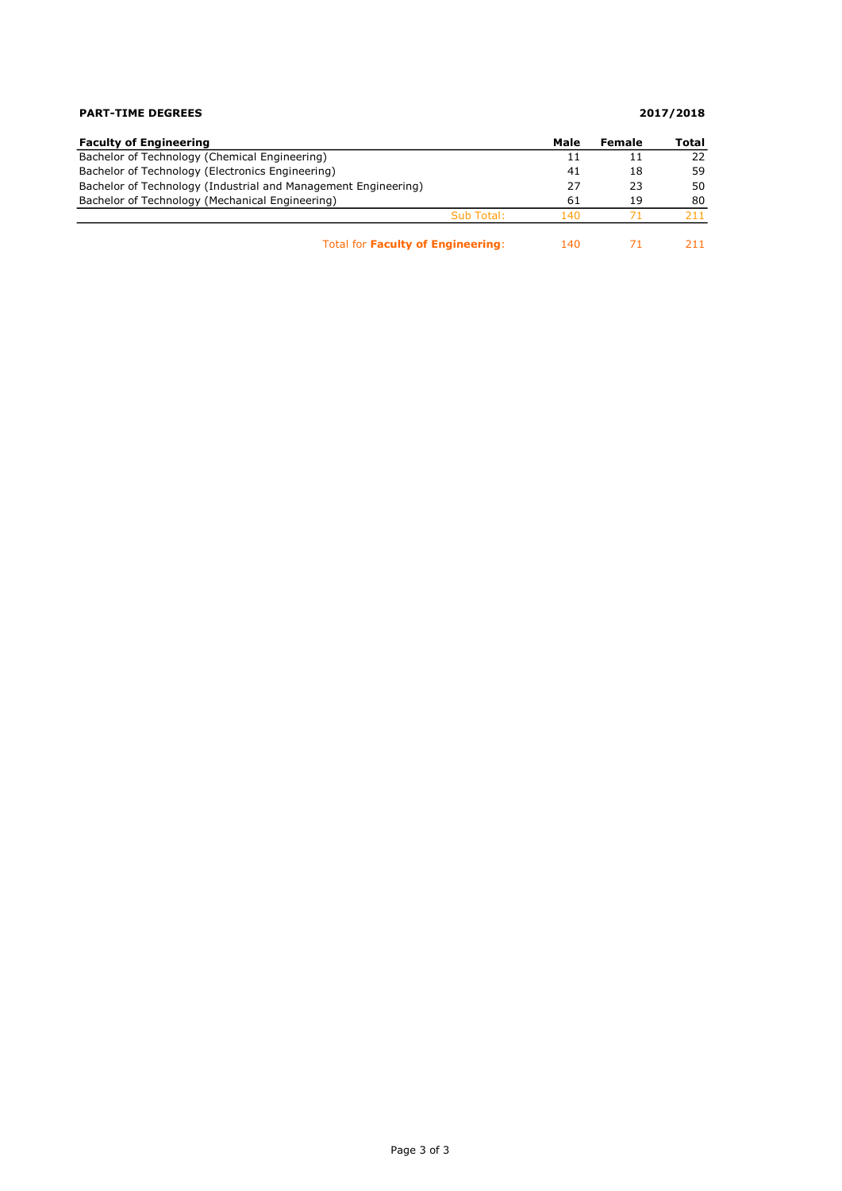**PART-TIME DEGREES** **2017/2018**

| Faculty of Engineering | Male | Female | Total |
|---|---|---|---|
| Bachelor of Technology (Chemical Engineering) | 11 | 11 | 22 |
| Bachelor of Technology (Electronics Engineering) | 41 | 18 | 59 |
| Bachelor of Technology (Industrial and Management Engineering) | 27 | 23 | 50 |
| Bachelor of Technology (Mechanical Engineering) | 61 | 19 | 80 |
| Sub Total: | 140 | 71 | 211 |
| Total for **Faculty of Engineering**: | 140 | 71 | 211 |